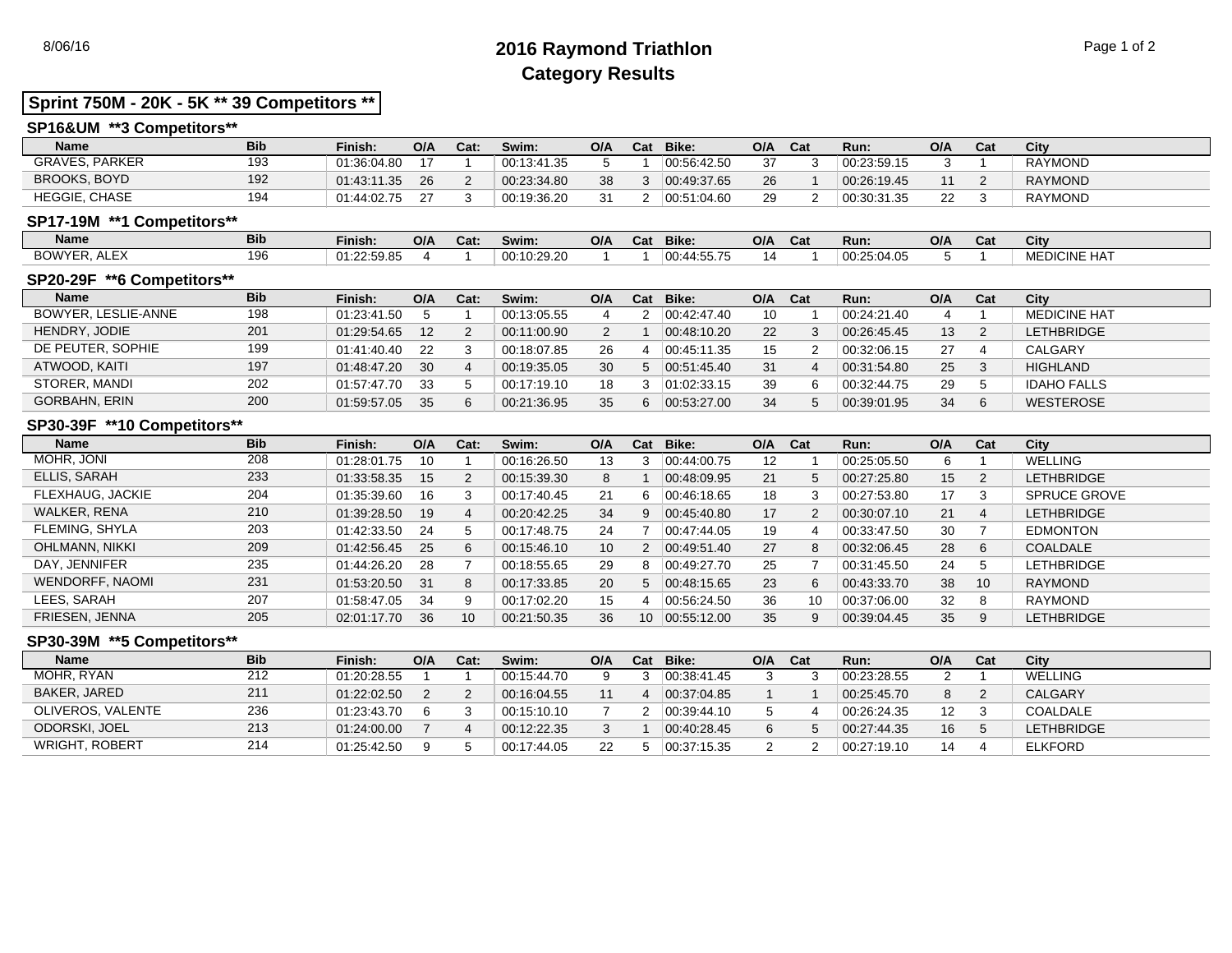# 2016 Raymond Triathlon

## Category Results

8/06/16

### Sprint 750M - 20K - 5K ** 39 Competitors **

#### SP16&UM **3 Competitors**

| Name | Bib | Finish: | O/A | Cat: | Swim: | O/A | Cat | Bike: | O/A | Cat | Run: | O/A | Cat | City |
|---|---|---|---|---|---|---|---|---|---|---|---|---|---|---|
| GRAVES, PARKER | 193 | 01:36:04.80 | 17 | 1 | 00:13:41.35 | 5 | 1 | 00:56:42.50 | 37 | 3 | 00:23:59.15 | 3 | 1 | RAYMOND |
| BROOKS, BOYD | 192 | 01:43:11.35 | 26 | 2 | 00:23:34.80 | 38 | 3 | 00:49:37.65 | 26 | 1 | 00:26:19.45 | 11 | 2 | RAYMOND |
| HEGGIE, CHASE | 194 | 01:44:02.75 | 27 | 3 | 00:19:36.20 | 31 | 2 | 00:51:04.60 | 29 | 2 | 00:30:31.35 | 22 | 3 | RAYMOND |

#### SP17-19M **1 Competitors**

| Name | Bib | Finish: | O/A | Cat: | Swim: | O/A | Cat | Bike: | O/A | Cat | Run: | O/A | Cat | City |
|---|---|---|---|---|---|---|---|---|---|---|---|---|---|---|
| BOWYER, ALEX | 196 | 01:22:59.85 | 4 | 1 | 00:10:29.20 | 1 | 1 | 00:44:55.75 | 14 | 1 | 00:25:04.05 | 5 | 1 | MEDICINE HAT |

#### SP20-29F **6 Competitors**

| Name | Bib | Finish: | O/A | Cat: | Swim: | O/A | Cat | Bike: | O/A | Cat | Run: | O/A | Cat | City |
|---|---|---|---|---|---|---|---|---|---|---|---|---|---|---|
| BOWYER, LESLIE-ANNE | 198 | 01:23:41.50 | 5 | 1 | 00:13:05.55 | 4 | 2 | 00:42:47.40 | 10 | 1 | 00:24:21.40 | 4 | 1 | MEDICINE HAT |
| HENDRY, JODIE | 201 | 01:29:54.65 | 12 | 2 | 00:11:00.90 | 2 | 1 | 00:48:10.20 | 22 | 3 | 00:26:45.45 | 13 | 2 | LETHBRIDGE |
| DE PEUTER, SOPHIE | 199 | 01:41:40.40 | 22 | 3 | 00:18:07.85 | 26 | 4 | 00:45:11.35 | 15 | 2 | 00:32:06.15 | 27 | 4 | CALGARY |
| ATWOOD, KAITI | 197 | 01:48:47.20 | 30 | 4 | 00:19:35.05 | 30 | 5 | 00:51:45.40 | 31 | 4 | 00:31:54.80 | 25 | 3 | HIGHLAND |
| STORER, MANDI | 202 | 01:57:47.70 | 33 | 5 | 00:17:19.10 | 18 | 3 | 01:02:33.15 | 39 | 6 | 00:32:44.75 | 29 | 5 | IDAHO FALLS |
| GORBAHN, ERIN | 200 | 01:59:57.05 | 35 | 6 | 00:21:36.95 | 35 | 6 | 00:53:27.00 | 34 | 5 | 00:39:01.95 | 34 | 6 | WESTEROSE |

#### SP30-39F **10 Competitors**

| Name | Bib | Finish: | O/A | Cat: | Swim: | O/A | Cat | Bike: | O/A | Cat | Run: | O/A | Cat | City |
|---|---|---|---|---|---|---|---|---|---|---|---|---|---|---|
| MOHR, JONI | 208 | 01:28:01.75 | 10 | 1 | 00:16:26.50 | 13 | 3 | 00:44:00.75 | 12 | 1 | 00:25:05.50 | 6 | 1 | WELLING |
| ELLIS, SARAH | 233 | 01:33:58.35 | 15 | 2 | 00:15:39.30 | 8 | 1 | 00:48:09.95 | 21 | 5 | 00:27:25.80 | 15 | 2 | LETHBRIDGE |
| FLEXHAUG, JACKIE | 204 | 01:35:39.60 | 16 | 3 | 00:17:40.45 | 21 | 6 | 00:46:18.65 | 18 | 3 | 00:27:53.80 | 17 | 3 | SPRUCE GROVE |
| WALKER, RENA | 210 | 01:39:28.50 | 19 | 4 | 00:20:42.25 | 34 | 9 | 00:45:40.80 | 17 | 2 | 00:30:07.10 | 21 | 4 | LETHBRIDGE |
| FLEMING, SHYLA | 203 | 01:42:33.50 | 24 | 5 | 00:17:48.75 | 24 | 7 | 00:47:44.05 | 19 | 4 | 00:33:47.50 | 30 | 7 | EDMONTON |
| OHLMANN, NIKKI | 209 | 01:42:56.45 | 25 | 6 | 00:15:46.10 | 10 | 2 | 00:49:51.40 | 27 | 8 | 00:32:06.45 | 28 | 6 | COALDALE |
| DAY, JENNIFER | 235 | 01:44:26.20 | 28 | 7 | 00:18:55.65 | 29 | 8 | 00:49:27.70 | 25 | 7 | 00:31:45.50 | 24 | 5 | LETHBRIDGE |
| WENDORFF, NAOMI | 231 | 01:53:20.50 | 31 | 8 | 00:17:33.85 | 20 | 5 | 00:48:15.65 | 23 | 6 | 00:43:33.70 | 38 | 10 | RAYMOND |
| LEES, SARAH | 207 | 01:58:47.05 | 34 | 9 | 00:17:02.20 | 15 | 4 | 00:56:24.50 | 36 | 10 | 00:37:06.00 | 32 | 8 | RAYMOND |
| FRIESEN, JENNA | 205 | 02:01:17.70 | 36 | 10 | 00:21:50.35 | 36 | 10 | 00:55:12.00 | 35 | 9 | 00:39:04.45 | 35 | 9 | LETHBRIDGE |

#### SP30-39M **5 Competitors**

| Name | Bib | Finish: | O/A | Cat: | Swim: | O/A | Cat | Bike: | O/A | Cat | Run: | O/A | Cat | City |
|---|---|---|---|---|---|---|---|---|---|---|---|---|---|---|
| MOHR, RYAN | 212 | 01:20:28.55 | 1 | 1 | 00:15:44.70 | 9 | 3 | 00:38:41.45 | 3 | 3 | 00:23:28.55 | 2 | 1 | WELLING |
| BAKER, JARED | 211 | 01:22:02.50 | 2 | 2 | 00:16:04.55 | 11 | 4 | 00:37:04.85 | 1 | 1 | 00:25:45.70 | 8 | 2 | CALGARY |
| OLIVEROS, VALENTE | 236 | 01:23:43.70 | 6 | 3 | 00:15:10.10 | 7 | 2 | 00:39:44.10 | 5 | 4 | 00:26:24.35 | 12 | 3 | COALDALE |
| ODORSKI, JOEL | 213 | 01:24:00.00 | 7 | 4 | 00:12:22.35 | 3 | 1 | 00:40:28.45 | 6 | 5 | 00:27:44.35 | 16 | 5 | LETHBRIDGE |
| WRIGHT, ROBERT | 214 | 01:25:42.50 | 9 | 5 | 00:17:44.05 | 22 | 5 | 00:37:15.35 | 2 | 2 | 00:27:19.10 | 14 | 4 | ELKFORD |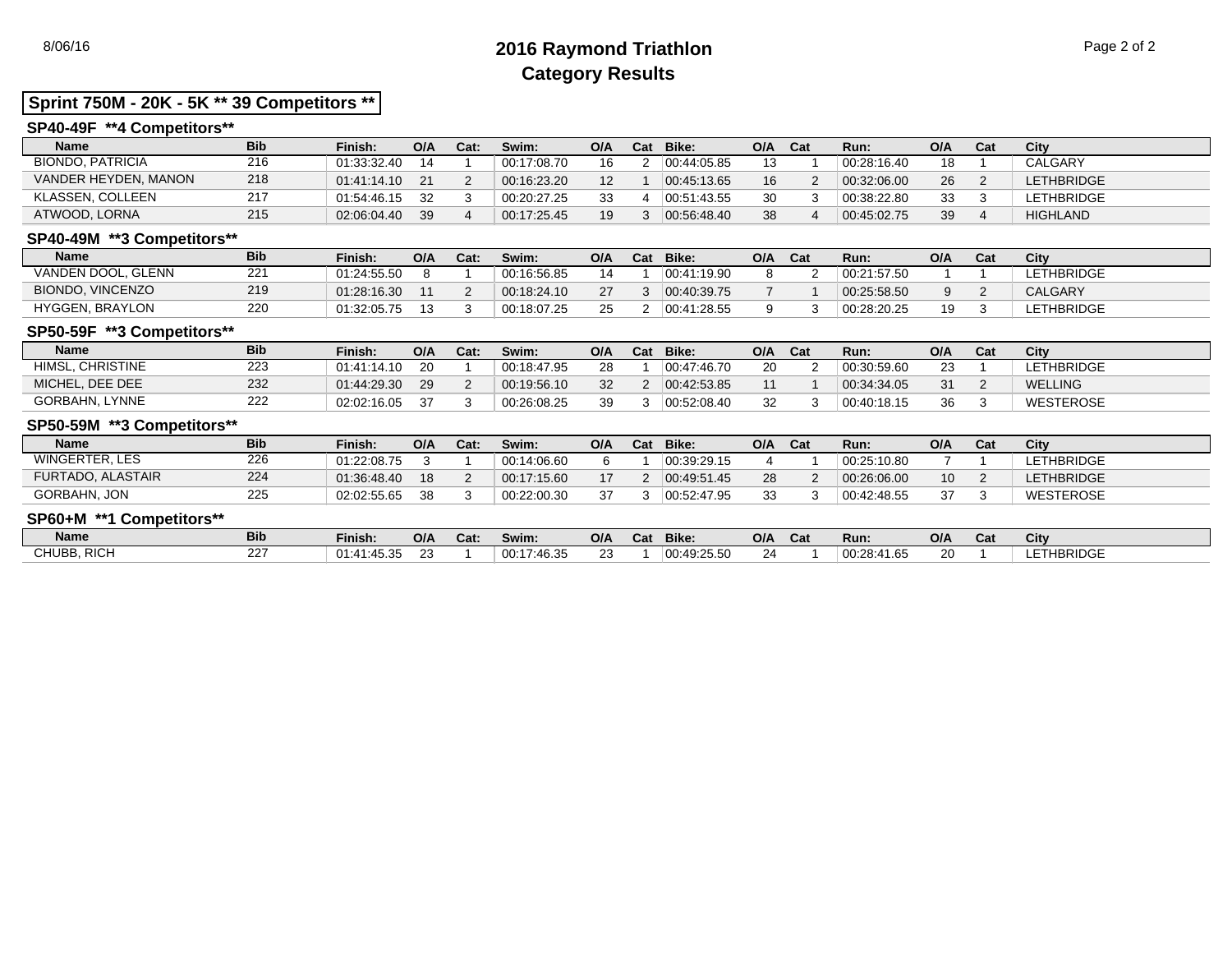# 2016 Raymond Triathlon
## Category Results

### Sprint 750M - 20K - 5K ** 39 Competitors **

#### SP40-49F **4 Competitors**

| Name | Bib | Finish: | O/A | Cat: | Swim: | O/A | Cat | Bike: | O/A | Cat | Run: | O/A | Cat | City |
|---|---|---|---|---|---|---|---|---|---|---|---|---|---|---|
| BIONDO, PATRICIA | 216 | 01:33:32.40 | 14 | 1 | 00:17:08.70 | 16 | 2 | 00:44:05.85 | 13 | 1 | 00:28:16.40 | 18 | 1 | CALGARY |
| VANDER HEYDEN, MANON | 218 | 01:41:14.10 | 21 | 2 | 00:16:23.20 | 12 | 1 | 00:45:13.65 | 16 | 2 | 00:32:06.00 | 26 | 2 | LETHBRIDGE |
| KLASSEN, COLLEEN | 217 | 01:54:46.15 | 32 | 3 | 00:20:27.25 | 33 | 4 | 00:51:43.55 | 30 | 3 | 00:38:22.80 | 33 | 3 | LETHBRIDGE |
| ATWOOD, LORNA | 215 | 02:06:04.40 | 39 | 4 | 00:17:25.45 | 19 | 3 | 00:56:48.40 | 38 | 4 | 00:45:02.75 | 39 | 4 | HIGHLAND |

#### SP40-49M **3 Competitors**

| Name | Bib | Finish: | O/A | Cat: | Swim: | O/A | Cat | Bike: | O/A | Cat | Run: | O/A | Cat | City |
|---|---|---|---|---|---|---|---|---|---|---|---|---|---|---|
| VANDEN DOOL, GLENN | 221 | 01:24:55.50 | 8 | 1 | 00:16:56.85 | 14 | 1 | 00:41:19.90 | 8 | 2 | 00:21:57.50 | 1 | 1 | LETHBRIDGE |
| BIONDO, VINCENZO | 219 | 01:28:16.30 | 11 | 2 | 00:18:24.10 | 27 | 3 | 00:40:39.75 | 7 | 1 | 00:25:58.50 | 9 | 2 | CALGARY |
| HYGGEN, BRAYLON | 220 | 01:32:05.75 | 13 | 3 | 00:18:07.25 | 25 | 2 | 00:41:28.55 | 9 | 3 | 00:28:20.25 | 19 | 3 | LETHBRIDGE |

#### SP50-59F **3 Competitors**

| Name | Bib | Finish: | O/A | Cat: | Swim: | O/A | Cat | Bike: | O/A | Cat | Run: | O/A | Cat | City |
|---|---|---|---|---|---|---|---|---|---|---|---|---|---|---|
| HIMSL, CHRISTINE | 223 | 01:41:14.10 | 20 | 1 | 00:18:47.95 | 28 | 1 | 00:47:46.70 | 20 | 2 | 00:30:59.60 | 23 | 1 | LETHBRIDGE |
| MICHEL, DEE DEE | 232 | 01:44:29.30 | 29 | 2 | 00:19:56.10 | 32 | 2 | 00:42:53.85 | 11 | 1 | 00:34:34.05 | 31 | 2 | WELLING |
| GORBAHN, LYNNE | 222 | 02:02:16.05 | 37 | 3 | 00:26:08.25 | 39 | 3 | 00:52:08.40 | 32 | 3 | 00:40:18.15 | 36 | 3 | WESTEROSE |

#### SP50-59M **3 Competitors**

| Name | Bib | Finish: | O/A | Cat: | Swim: | O/A | Cat | Bike: | O/A | Cat | Run: | O/A | Cat | City |
|---|---|---|---|---|---|---|---|---|---|---|---|---|---|---|
| WINGERTER, LES | 226 | 01:22:08.75 | 3 | 1 | 00:14:06.60 | 6 | 1 | 00:39:29.15 | 4 | 1 | 00:25:10.80 | 7 | 1 | LETHBRIDGE |
| FURTADO, ALASTAIR | 224 | 01:36:48.40 | 18 | 2 | 00:17:15.60 | 17 | 2 | 00:49:51.45 | 28 | 2 | 00:26:06.00 | 10 | 2 | LETHBRIDGE |
| GORBAHN, JON | 225 | 02:02:55.65 | 38 | 3 | 00:22:00.30 | 37 | 3 | 00:52:47.95 | 33 | 3 | 00:42:48.55 | 37 | 3 | WESTEROSE |

#### SP60+M **1 Competitors**

| Name | Bib | Finish: | O/A | Cat: | Swim: | O/A | Cat | Bike: | O/A | Cat | Run: | O/A | Cat | City |
|---|---|---|---|---|---|---|---|---|---|---|---|---|---|---|
| CHUBB, RICH | 227 | 01:41:45.35 | 23 | 1 | 00:17:46.35 | 23 | 1 | 00:49:25.50 | 24 | 1 | 00:28:41.65 | 20 | 1 | LETHBRIDGE |